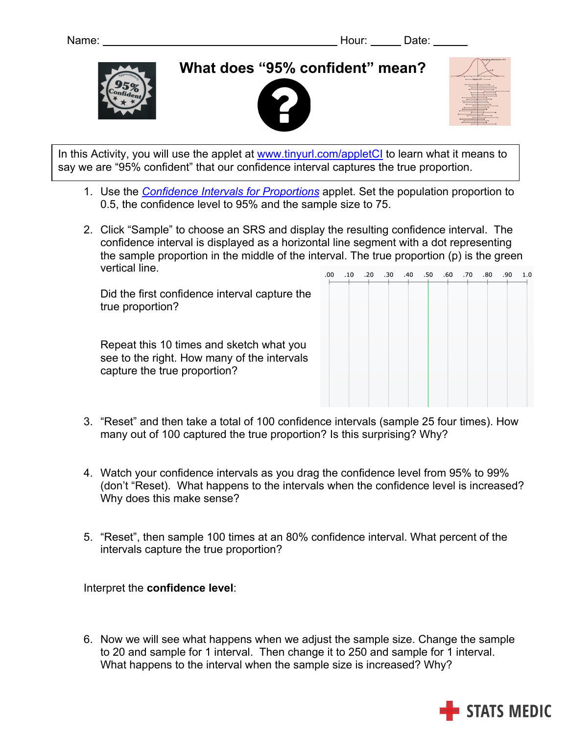Name: ______________________________ Hour: _____ Date: ______

# What does "95% confident" mean?

In this Activity, you will use the applet at www.tinyurl.com/appletCI to learn what it means to say we are "95% confident" that our confidence interval captures the true proportion.

1. Use the *Confidence Intervals for Proportions* applet. Set the population proportion to 0.5, the confidence level to 95% and the sample size to 75.

2. Click "Sample" to choose an SRS and display the resulting confidence interval. The confidence interval is displayed as a horizontal line segment with a dot representing the sample proportion in the middle of the interval. The true proportion (p) is the green vertical line.

   Did the first confidence interval capture the true proportion?

   Repeat this 10 times and sketch what you see to the right. How many of the intervals capture the true proportion?

   .00 .10 .20 .30 .40 .50 .60 .70 .80 .90 1.0

3. "Reset" and then take a total of 100 confidence intervals (sample 25 four times). How many out of 100 captured the true proportion? Is this surprising? Why?

4. Watch your confidence intervals as you drag the confidence level from 95% to 99% (don't "Reset"). What happens to the intervals when the confidence level is increased? Why does this make sense?

5. "Reset", then sample 100 times at an 80% confidence interval. What percent of the intervals capture the true proportion?

Interpret the **confidence level**:

6. Now we will see what happens when we adjust the sample size. Change the sample to 20 and sample for 1 interval. Then change it to 250 and sample for 1 interval. What happens to the interval when the sample size is increased? Why?

STATS MEDIC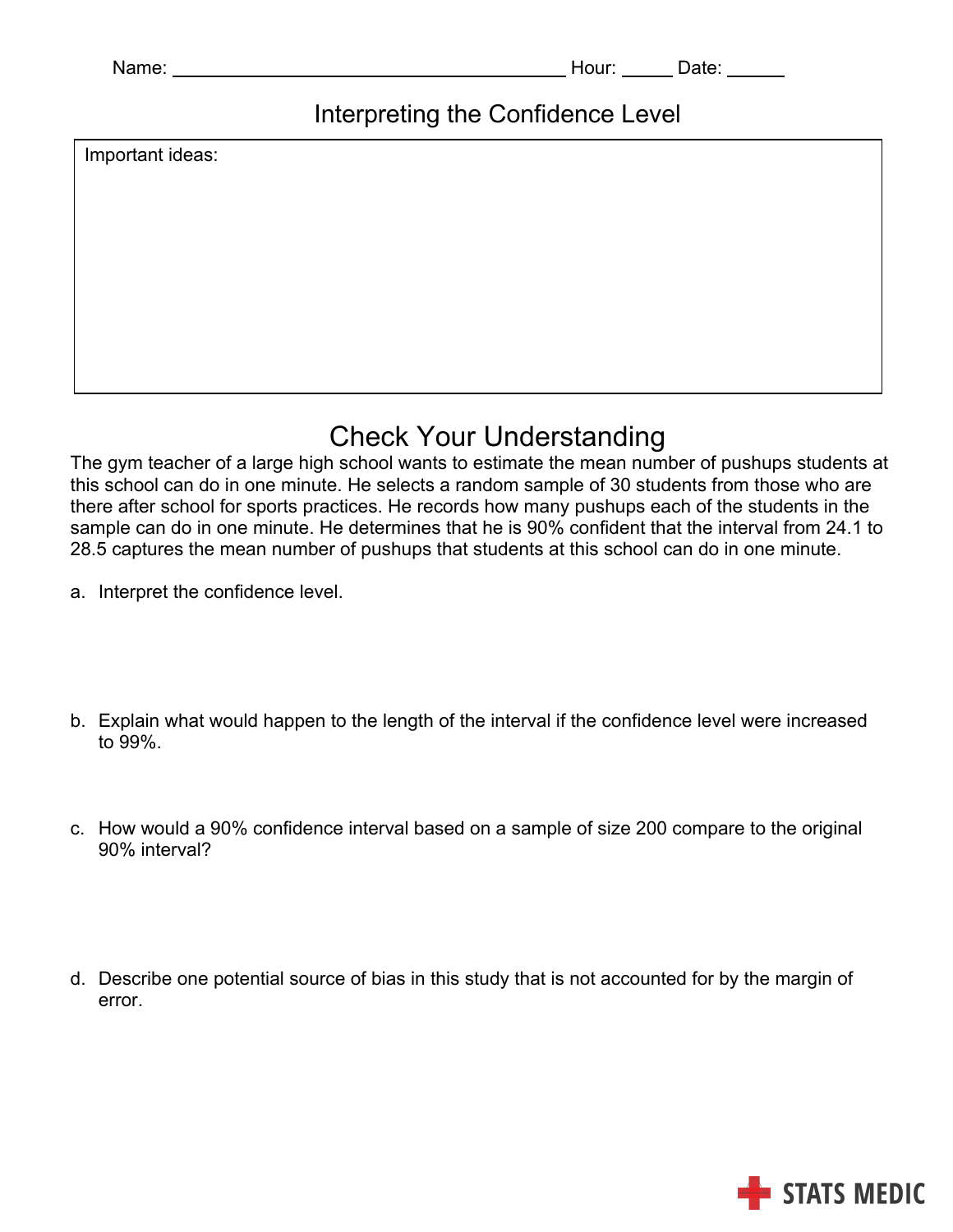Name: ______________________________ Hour: _____ Date: ______

# Interpreting the Confidence Level

Important ideas:

## Check Your Understanding

The gym teacher of a large high school wants to estimate the mean number of pushups students at this school can do in one minute. He selects a random sample of 30 students from those who are there after school for sports practices. He records how many pushups each of the students in the sample can do in one minute. He determines that he is 90% confident that the interval from 24.1 to 28.5 captures the mean number of pushups that students at this school can do in one minute.

a. Interpret the confidence level.

b. Explain what would happen to the length of the interval if the confidence level were increased to 99%.

c. How would a 90% confidence interval based on a sample of size 200 compare to the original 90% interval?

d. Describe one potential source of bias in this study that is not accounted for by the margin of error.